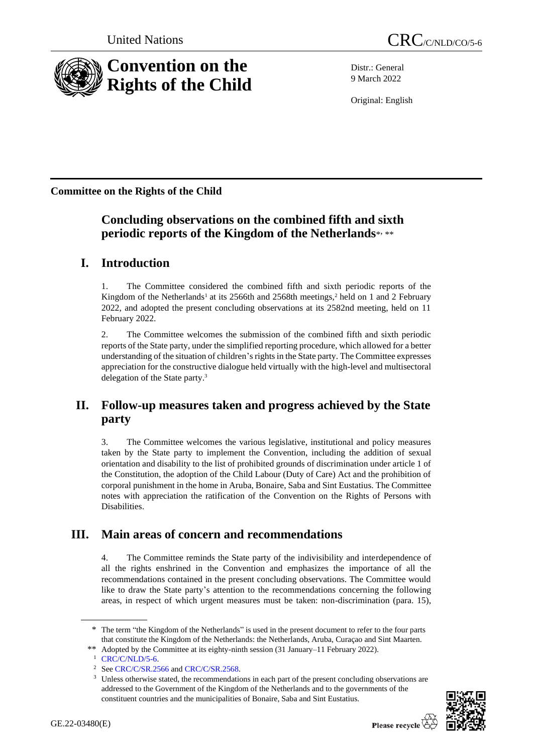United Nations CRC/C/NLD/CO/5-6

# Convention on the Rights of the Child

Distr.: General
9 March 2022

Original: English

**Committee on the Rights of the Child**

## Concluding observations on the combined fifth and sixth periodic reports of the Kingdom of the Netherlands*, **

## I. Introduction

1. The Committee considered the combined fifth and sixth periodic reports of the Kingdom of the Netherlands[1] at its 2566th and 2568th meetings,[2] held on 1 and 2 February 2022, and adopted the present concluding observations at its 2582nd meeting, held on 11 February 2022.

2. The Committee welcomes the submission of the combined fifth and sixth periodic reports of the State party, under the simplified reporting procedure, which allowed for a better understanding of the situation of children's rights in the State party. The Committee expresses appreciation for the constructive dialogue held virtually with the high-level and multisectoral delegation of the State party.[3]

## II. Follow-up measures taken and progress achieved by the State party

3. The Committee welcomes the various legislative, institutional and policy measures taken by the State party to implement the Convention, including the addition of sexual orientation and disability to the list of prohibited grounds of discrimination under article 1 of the Constitution, the adoption of the Child Labour (Duty of Care) Act and the prohibition of corporal punishment in the home in Aruba, Bonaire, Saba and Sint Eustatius. The Committee notes with appreciation the ratification of the Convention on the Rights of Persons with Disabilities.

## III. Main areas of concern and recommendations

4. The Committee reminds the State party of the indivisibility and interdependence of all the rights enshrined in the Convention and emphasizes the importance of all the recommendations contained in the present concluding observations. The Committee would like to draw the State party's attention to the recommendations concerning the following areas, in respect of which urgent measures must be taken: non-discrimination (para. 15),

---

\* The term "the Kingdom of the Netherlands" is used in the present document to refer to the four parts that constitute the Kingdom of the Netherlands: the Netherlands, Aruba, Curaçao and Sint Maarten.

\*\* Adopted by the Committee at its eighty-ninth session (31 January–11 February 2022).

[1] CRC/C/NLD/5-6.

[2] See CRC/C/SR.2566 and CRC/C/SR.2568.

[3] Unless otherwise stated, the recommendations in each part of the present concluding observations are addressed to the Government of the Kingdom of the Netherlands and to the governments of the constituent countries and the municipalities of Bonaire, Saba and Sint Eustatius.

GE.22-03480(E)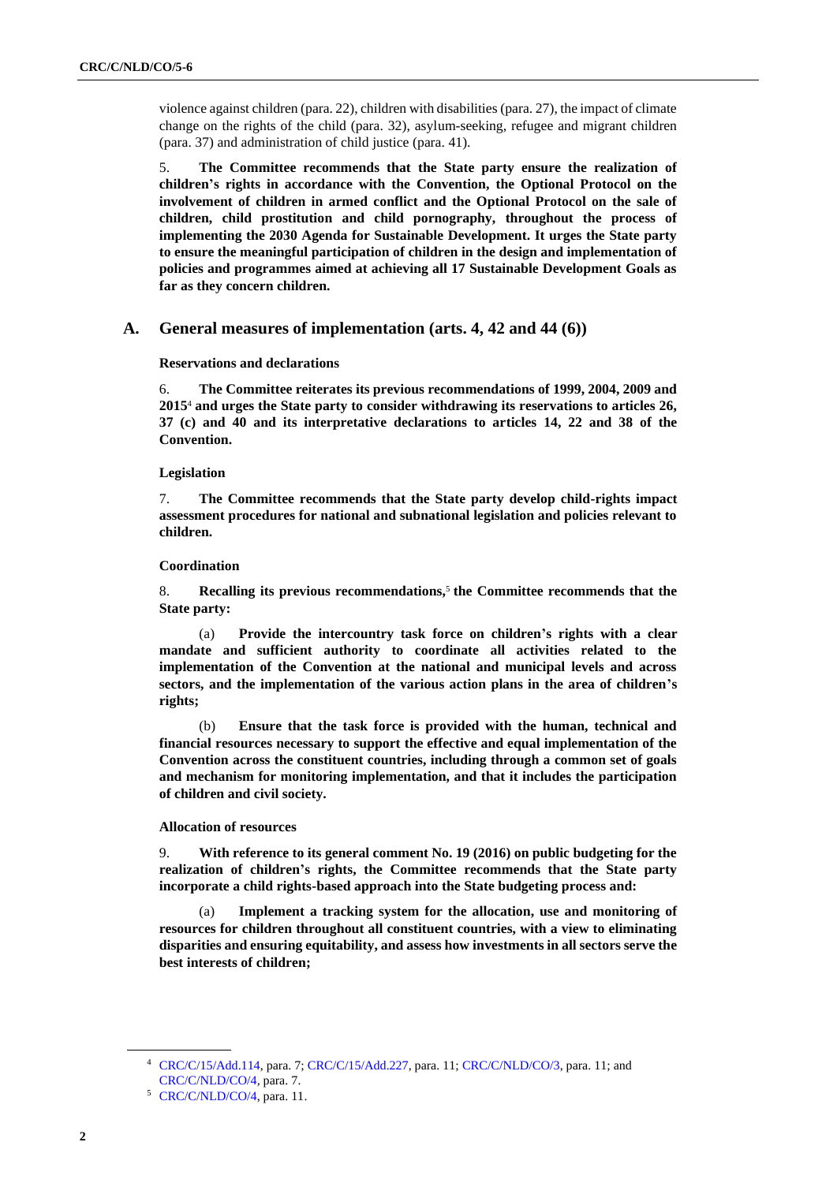violence against children (para. 22), children with disabilities (para. 27), the impact of climate change on the rights of the child (para. 32), asylum-seeking, refugee and migrant children (para. 37) and administration of child justice (para. 41).

5. **The Committee recommends that the State party ensure the realization of children's rights in accordance with the Convention, the Optional Protocol on the involvement of children in armed conflict and the Optional Protocol on the sale of children, child prostitution and child pornography, throughout the process of implementing the 2030 Agenda for Sustainable Development. It urges the State party to ensure the meaningful participation of children in the design and implementation of policies and programmes aimed at achieving all 17 Sustainable Development Goals as far as they concern children.**

## A. General measures of implementation (arts. 4, 42 and 44 (6))

### Reservations and declarations

6. **The Committee reiterates its previous recommendations of 1999, 2004, 2009 and 2015**[4] **and urges the State party to consider withdrawing its reservations to articles 26, 37 (c) and 40 and its interpretative declarations to articles 14, 22 and 38 of the Convention.**

### Legislation

7. **The Committee recommends that the State party develop child-rights impact assessment procedures for national and subnational legislation and policies relevant to children.**

### Coordination

8. **Recalling its previous recommendations,**[5] **the Committee recommends that the State party:**

(a) **Provide the intercountry task force on children's rights with a clear mandate and sufficient authority to coordinate all activities related to the implementation of the Convention at the national and municipal levels and across sectors, and the implementation of the various action plans in the area of children's rights;**

(b) **Ensure that the task force is provided with the human, technical and financial resources necessary to support the effective and equal implementation of the Convention across the constituent countries, including through a common set of goals and mechanism for monitoring implementation, and that it includes the participation of children and civil society.**

### Allocation of resources

9. **With reference to its general comment No. 19 (2016) on public budgeting for the realization of children's rights, the Committee recommends that the State party incorporate a child rights-based approach into the State budgeting process and:**

(a) **Implement a tracking system for the allocation, use and monitoring of resources for children throughout all constituent countries, with a view to eliminating disparities and ensuring equitability, and assess how investments in all sectors serve the best interests of children;**

---

[4] CRC/C/15/Add.114, para. 7; CRC/C/15/Add.227, para. 11; CRC/C/NLD/CO/3, para. 11; and CRC/C/NLD/CO/4, para. 7.

[5] CRC/C/NLD/CO/4, para. 11.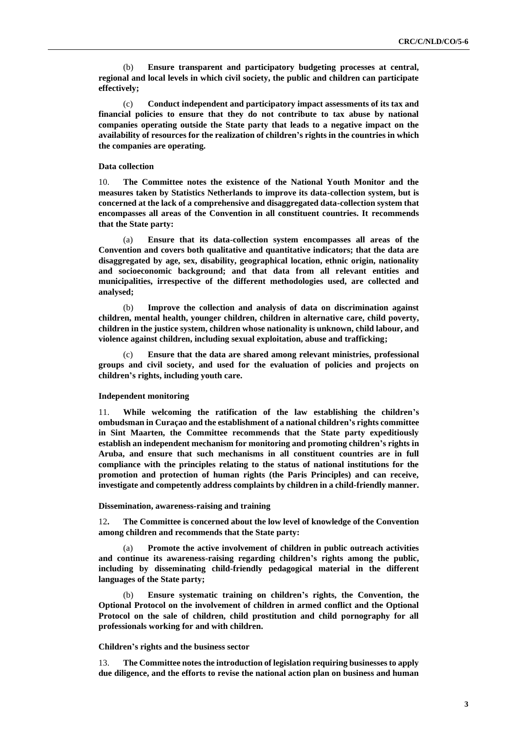(b) **Ensure transparent and participatory budgeting processes at central, regional and local levels in which civil society, the public and children can participate effectively;**

(c) **Conduct independent and participatory impact assessments of its tax and financial policies to ensure that they do not contribute to tax abuse by national companies operating outside the State party that leads to a negative impact on the availability of resources for the realization of children's rights in the countries in which the companies are operating.**

#### Data collection

10. **The Committee notes the existence of the National Youth Monitor and the measures taken by Statistics Netherlands to improve its data-collection system, but is concerned at the lack of a comprehensive and disaggregated data-collection system that encompasses all areas of the Convention in all constituent countries. It recommends that the State party:**

(a) **Ensure that its data-collection system encompasses all areas of the Convention and covers both qualitative and quantitative indicators; that the data are disaggregated by age, sex, disability, geographical location, ethnic origin, nationality and socioeconomic background; and that data from all relevant entities and municipalities, irrespective of the different methodologies used, are collected and analysed;**

(b) **Improve the collection and analysis of data on discrimination against children, mental health, younger children, children in alternative care, child poverty, children in the justice system, children whose nationality is unknown, child labour, and violence against children, including sexual exploitation, abuse and trafficking;**

(c) **Ensure that the data are shared among relevant ministries, professional groups and civil society, and used for the evaluation of policies and projects on children's rights, including youth care.**

#### Independent monitoring

11. **While welcoming the ratification of the law establishing the children's ombudsman in Curaçao and the establishment of a national children's rights committee in Sint Maarten, the Committee recommends that the State party expeditiously establish an independent mechanism for monitoring and promoting children's rights in Aruba, and ensure that such mechanisms in all constituent countries are in full compliance with the principles relating to the status of national institutions for the promotion and protection of human rights (the Paris Principles) and can receive, investigate and competently address complaints by children in a child-friendly manner.**

#### Dissemination, awareness-raising and training

12. **The Committee is concerned about the low level of knowledge of the Convention among children and recommends that the State party:**

(a) **Promote the active involvement of children in public outreach activities and continue its awareness-raising regarding children's rights among the public, including by disseminating child-friendly pedagogical material in the different languages of the State party;**

(b) **Ensure systematic training on children's rights, the Convention, the Optional Protocol on the involvement of children in armed conflict and the Optional Protocol on the sale of children, child prostitution and child pornography for all professionals working for and with children.**

#### Children's rights and the business sector

13. **The Committee notes the introduction of legislation requiring businesses to apply due diligence, and the efforts to revise the national action plan on business and human**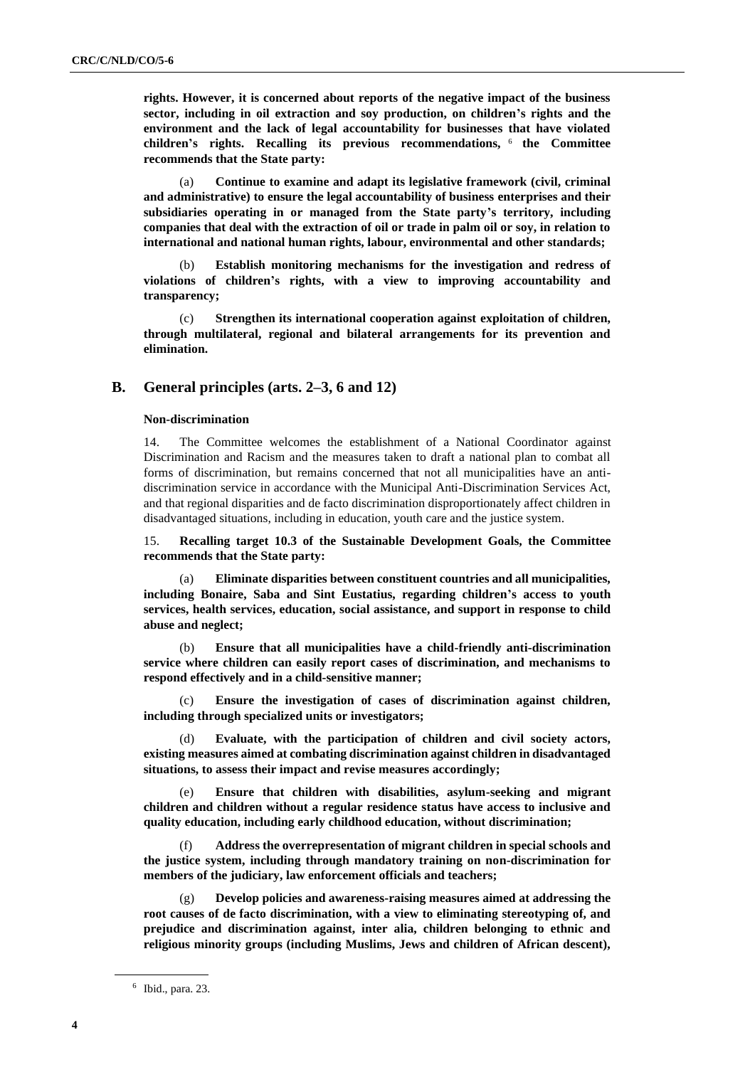**rights. However, it is concerned about reports of the negative impact of the business sector, including in oil extraction and soy production, on children's rights and the environment and the lack of legal accountability for businesses that have violated children's rights. Recalling its previous recommendations,** [6] **the Committee recommends that the State party:**

(a) **Continue to examine and adapt its legislative framework (civil, criminal and administrative) to ensure the legal accountability of business enterprises and their subsidiaries operating in or managed from the State party's territory, including companies that deal with the extraction of oil or trade in palm oil or soy, in relation to international and national human rights, labour, environmental and other standards;**

(b) **Establish monitoring mechanisms for the investigation and redress of violations of children's rights, with a view to improving accountability and transparency;**

(c) **Strengthen its international cooperation against exploitation of children, through multilateral, regional and bilateral arrangements for its prevention and elimination.**

## B. General principles (arts. 2–3, 6 and 12)

### Non-discrimination

14. The Committee welcomes the establishment of a National Coordinator against Discrimination and Racism and the measures taken to draft a national plan to combat all forms of discrimination, but remains concerned that not all municipalities have an anti-discrimination service in accordance with the Municipal Anti-Discrimination Services Act, and that regional disparities and de facto discrimination disproportionately affect children in disadvantaged situations, including in education, youth care and the justice system.

15. **Recalling target 10.3 of the Sustainable Development Goals, the Committee recommends that the State party:**

(a) **Eliminate disparities between constituent countries and all municipalities, including Bonaire, Saba and Sint Eustatius, regarding children's access to youth services, health services, education, social assistance, and support in response to child abuse and neglect;**

(b) **Ensure that all municipalities have a child-friendly anti-discrimination service where children can easily report cases of discrimination, and mechanisms to respond effectively and in a child-sensitive manner;**

(c) **Ensure the investigation of cases of discrimination against children, including through specialized units or investigators;**

(d) **Evaluate, with the participation of children and civil society actors, existing measures aimed at combating discrimination against children in disadvantaged situations, to assess their impact and revise measures accordingly;**

(e) **Ensure that children with disabilities, asylum-seeking and migrant children and children without a regular residence status have access to inclusive and quality education, including early childhood education, without discrimination;**

(f) **Address the overrepresentation of migrant children in special schools and the justice system, including through mandatory training on non-discrimination for members of the judiciary, law enforcement officials and teachers;**

(g) **Develop policies and awareness-raising measures aimed at addressing the root causes of de facto discrimination, with a view to eliminating stereotyping of, and prejudice and discrimination against, inter alia, children belonging to ethnic and religious minority groups (including Muslims, Jews and children of African descent),**

---

[6] Ibid., para. 23.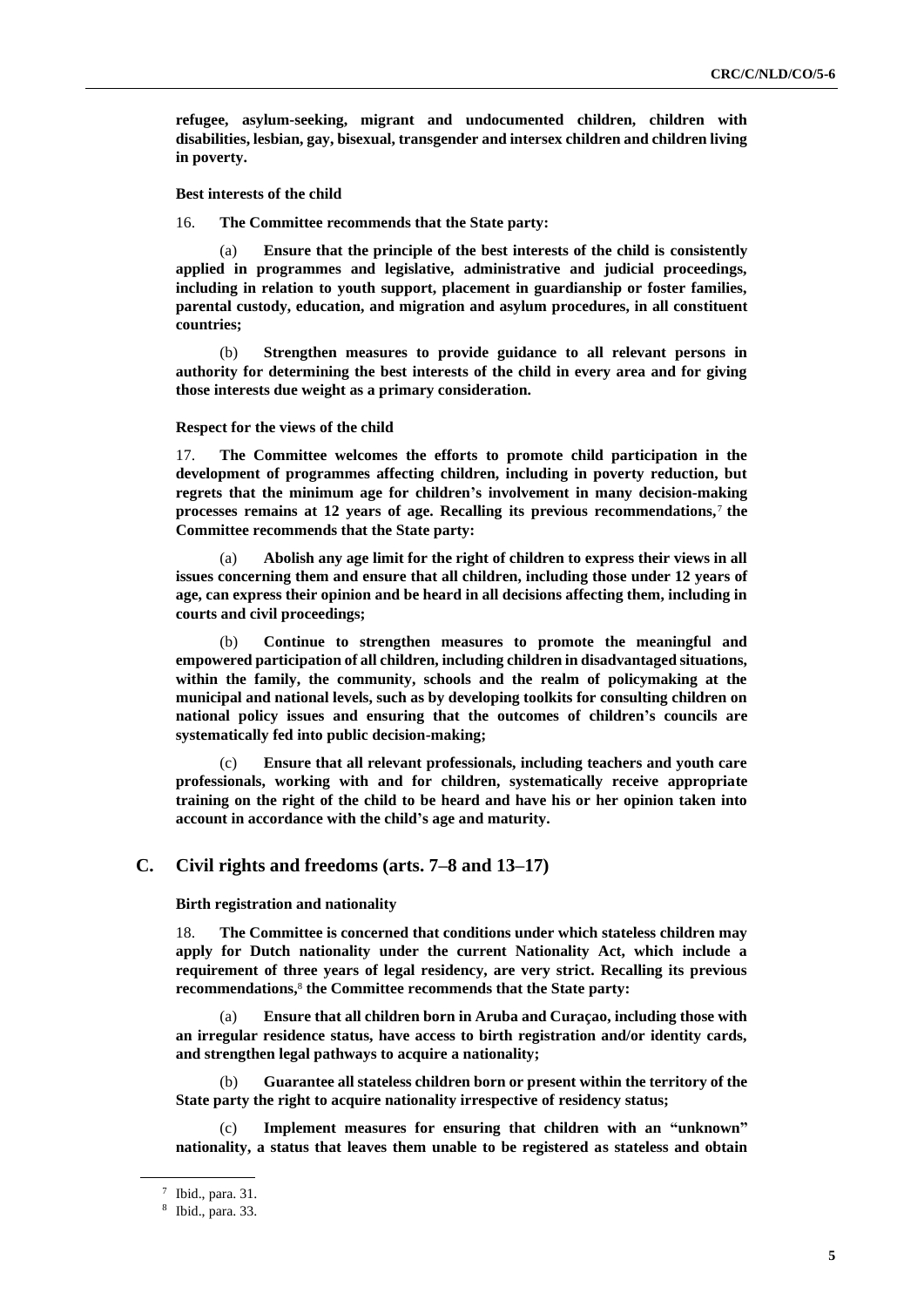**refugee, asylum-seeking, migrant and undocumented children, children with disabilities, lesbian, gay, bisexual, transgender and intersex children and children living in poverty.**

**Best interests of the child**

16. **The Committee recommends that the State party:**

(a) **Ensure that the principle of the best interests of the child is consistently applied in programmes and legislative, administrative and judicial proceedings, including in relation to youth support, placement in guardianship or foster families, parental custody, education, and migration and asylum procedures, in all constituent countries;**

(b) **Strengthen measures to provide guidance to all relevant persons in authority for determining the best interests of the child in every area and for giving those interests due weight as a primary consideration.**

**Respect for the views of the child**

17. **The Committee welcomes the efforts to promote child participation in the development of programmes affecting children, including in poverty reduction, but regrets that the minimum age for children's involvement in many decision-making processes remains at 12 years of age. Recalling its previous recommendations,**[7] **the Committee recommends that the State party:**

(a) **Abolish any age limit for the right of children to express their views in all issues concerning them and ensure that all children, including those under 12 years of age, can express their opinion and be heard in all decisions affecting them, including in courts and civil proceedings;**

(b) **Continue to strengthen measures to promote the meaningful and empowered participation of all children, including children in disadvantaged situations, within the family, the community, schools and the realm of policymaking at the municipal and national levels, such as by developing toolkits for consulting children on national policy issues and ensuring that the outcomes of children's councils are systematically fed into public decision-making;**

(c) **Ensure that all relevant professionals, including teachers and youth care professionals, working with and for children, systematically receive appropriate training on the right of the child to be heard and have his or her opinion taken into account in accordance with the child's age and maturity.**

## C. Civil rights and freedoms (arts. 7–8 and 13–17)

**Birth registration and nationality**

18. **The Committee is concerned that conditions under which stateless children may apply for Dutch nationality under the current Nationality Act, which include a requirement of three years of legal residency, are very strict. Recalling its previous recommendations,**[8] **the Committee recommends that the State party:**

(a) **Ensure that all children born in Aruba and Curaçao, including those with an irregular residence status, have access to birth registration and/or identity cards, and strengthen legal pathways to acquire a nationality;**

(b) **Guarantee all stateless children born or present within the territory of the State party the right to acquire nationality irrespective of residency status;**

(c) **Implement measures for ensuring that children with an "unknown" nationality, a status that leaves them unable to be registered as stateless and obtain**

---

[7] Ibid., para. 31.

[8] Ibid., para. 33.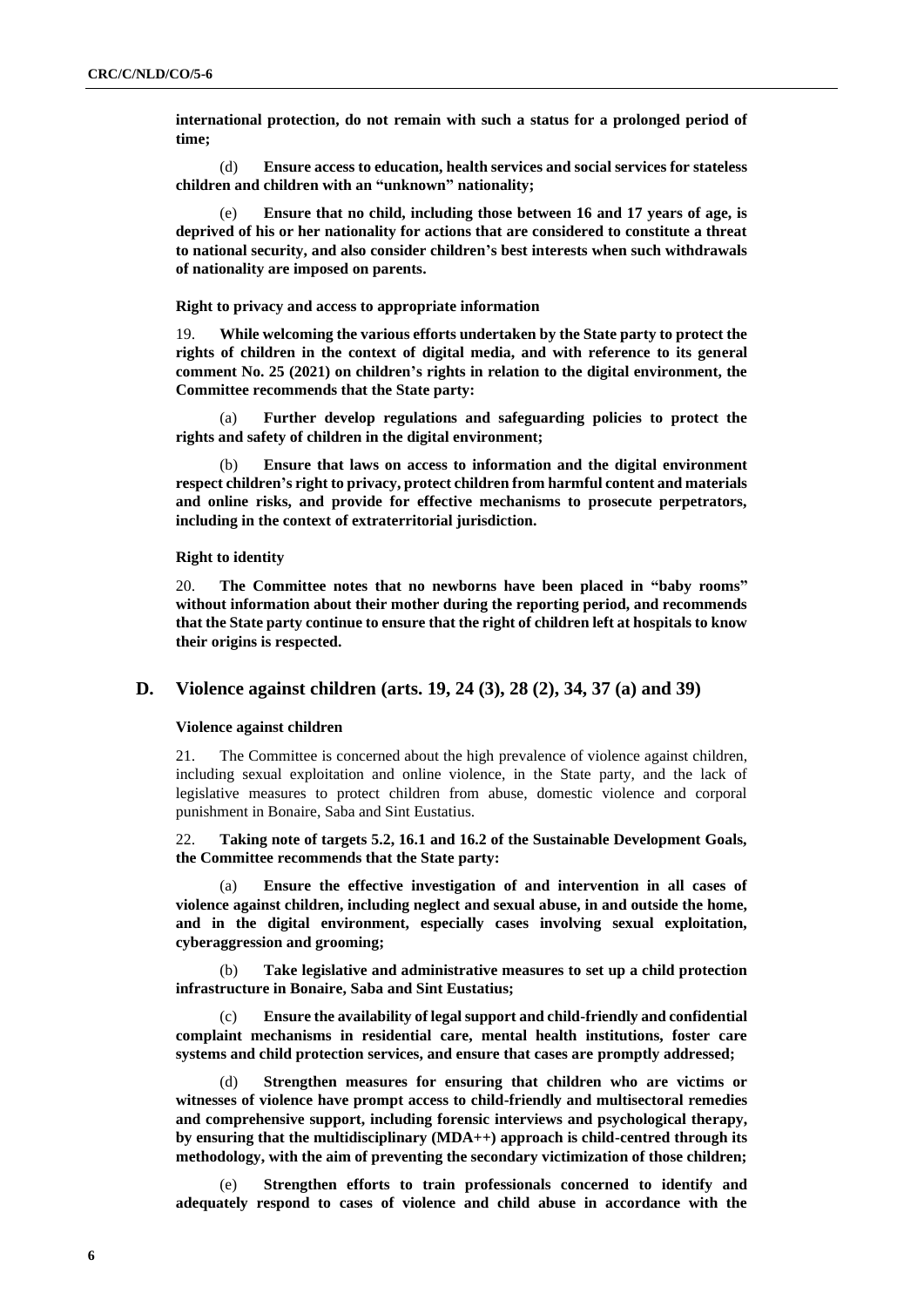**international protection, do not remain with such a status for a prolonged period of time;**

(d) **Ensure access to education, health services and social services for stateless children and children with an "unknown" nationality;**

(e) **Ensure that no child, including those between 16 and 17 years of age, is deprived of his or her nationality for actions that are considered to constitute a threat to national security, and also consider children's best interests when such withdrawals of nationality are imposed on parents.**

#### Right to privacy and access to appropriate information

19. **While welcoming the various efforts undertaken by the State party to protect the rights of children in the context of digital media, and with reference to its general comment No. 25 (2021) on children's rights in relation to the digital environment, the Committee recommends that the State party:**

(a) **Further develop regulations and safeguarding policies to protect the rights and safety of children in the digital environment;**

(b) **Ensure that laws on access to information and the digital environment respect children's right to privacy, protect children from harmful content and materials and online risks, and provide for effective mechanisms to prosecute perpetrators, including in the context of extraterritorial jurisdiction.**

#### Right to identity

20. **The Committee notes that no newborns have been placed in "baby rooms" without information about their mother during the reporting period, and recommends that the State party continue to ensure that the right of children left at hospitals to know their origins is respected.**

## D. Violence against children (arts. 19, 24 (3), 28 (2), 34, 37 (a) and 39)

#### Violence against children

21. The Committee is concerned about the high prevalence of violence against children, including sexual exploitation and online violence, in the State party, and the lack of legislative measures to protect children from abuse, domestic violence and corporal punishment in Bonaire, Saba and Sint Eustatius.

22. **Taking note of targets 5.2, 16.1 and 16.2 of the Sustainable Development Goals, the Committee recommends that the State party:**

(a) **Ensure the effective investigation of and intervention in all cases of violence against children, including neglect and sexual abuse, in and outside the home, and in the digital environment, especially cases involving sexual exploitation, cyberaggression and grooming;**

(b) **Take legislative and administrative measures to set up a child protection infrastructure in Bonaire, Saba and Sint Eustatius;**

(c) **Ensure the availability of legal support and child-friendly and confidential complaint mechanisms in residential care, mental health institutions, foster care systems and child protection services, and ensure that cases are promptly addressed;**

(d) **Strengthen measures for ensuring that children who are victims or witnesses of violence have prompt access to child-friendly and multisectoral remedies and comprehensive support, including forensic interviews and psychological therapy, by ensuring that the multidisciplinary (MDA++) approach is child-centred through its methodology, with the aim of preventing the secondary victimization of those children;**

(e) **Strengthen efforts to train professionals concerned to identify and adequately respond to cases of violence and child abuse in accordance with the**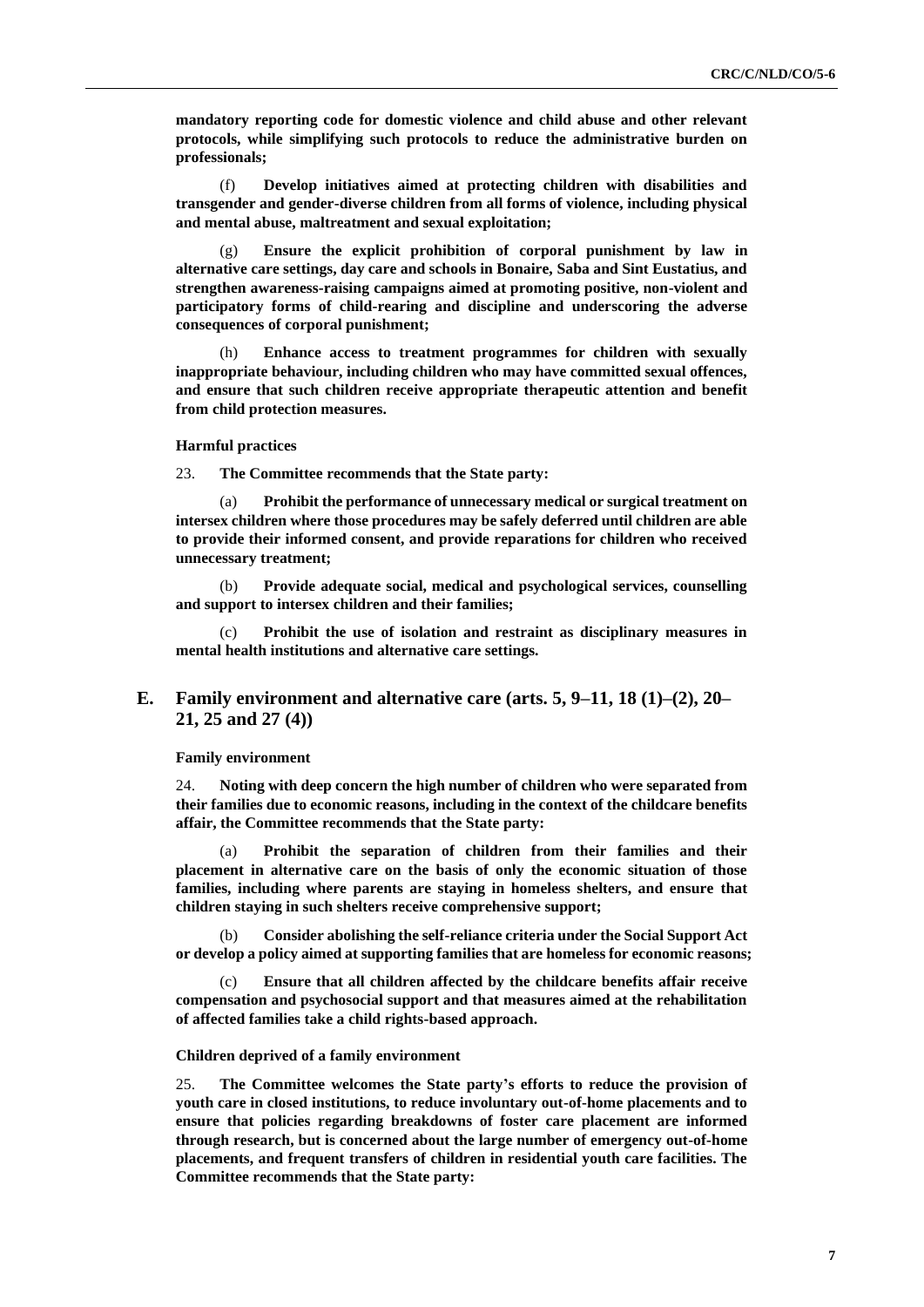**mandatory reporting code for domestic violence and child abuse and other relevant protocols, while simplifying such protocols to reduce the administrative burden on professionals;**

(f) **Develop initiatives aimed at protecting children with disabilities and transgender and gender-diverse children from all forms of violence, including physical and mental abuse, maltreatment and sexual exploitation;**

(g) **Ensure the explicit prohibition of corporal punishment by law in alternative care settings, day care and schools in Bonaire, Saba and Sint Eustatius, and strengthen awareness-raising campaigns aimed at promoting positive, non-violent and participatory forms of child-rearing and discipline and underscoring the adverse consequences of corporal punishment;**

(h) **Enhance access to treatment programmes for children with sexually inappropriate behaviour, including children who may have committed sexual offences, and ensure that such children receive appropriate therapeutic attention and benefit from child protection measures.**

**Harmful practices**

23. **The Committee recommends that the State party:**

(a) **Prohibit the performance of unnecessary medical or surgical treatment on intersex children where those procedures may be safely deferred until children are able to provide their informed consent, and provide reparations for children who received unnecessary treatment;**

(b) **Provide adequate social, medical and psychological services, counselling and support to intersex children and their families;**

(c) **Prohibit the use of isolation and restraint as disciplinary measures in mental health institutions and alternative care settings.**

## E. Family environment and alternative care (arts. 5, 9–11, 18 (1)–(2), 20–21, 25 and 27 (4))

**Family environment**

24. **Noting with deep concern the high number of children who were separated from their families due to economic reasons, including in the context of the childcare benefits affair, the Committee recommends that the State party:**

(a) **Prohibit the separation of children from their families and their placement in alternative care on the basis of only the economic situation of those families, including where parents are staying in homeless shelters, and ensure that children staying in such shelters receive comprehensive support;**

(b) **Consider abolishing the self-reliance criteria under the Social Support Act or develop a policy aimed at supporting families that are homeless for economic reasons;**

(c) **Ensure that all children affected by the childcare benefits affair receive compensation and psychosocial support and that measures aimed at the rehabilitation of affected families take a child rights-based approach.**

**Children deprived of a family environment**

25. **The Committee welcomes the State party's efforts to reduce the provision of youth care in closed institutions, to reduce involuntary out-of-home placements and to ensure that policies regarding breakdowns of foster care placement are informed through research, but is concerned about the large number of emergency out-of-home placements, and frequent transfers of children in residential youth care facilities. The Committee recommends that the State party:**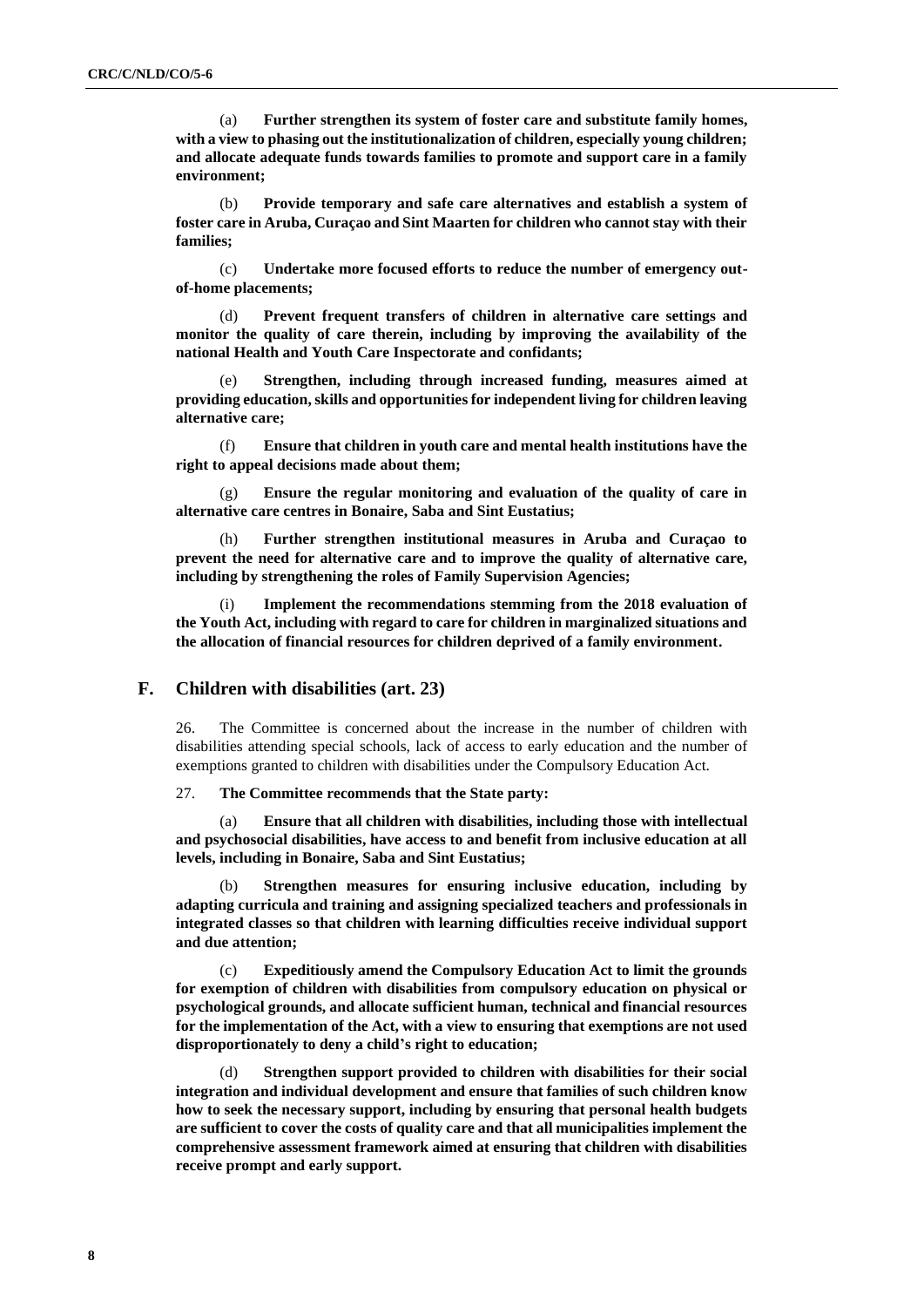(a) **Further strengthen its system of foster care and substitute family homes, with a view to phasing out the institutionalization of children, especially young children; and allocate adequate funds towards families to promote and support care in a family environment;**

(b) **Provide temporary and safe care alternatives and establish a system of foster care in Aruba, Curaçao and Sint Maarten for children who cannot stay with their families;**

(c) **Undertake more focused efforts to reduce the number of emergency out-of-home placements;**

(d) **Prevent frequent transfers of children in alternative care settings and monitor the quality of care therein, including by improving the availability of the national Health and Youth Care Inspectorate and confidants;**

(e) **Strengthen, including through increased funding, measures aimed at providing education, skills and opportunities for independent living for children leaving alternative care;**

(f) **Ensure that children in youth care and mental health institutions have the right to appeal decisions made about them;**

(g) **Ensure the regular monitoring and evaluation of the quality of care in alternative care centres in Bonaire, Saba and Sint Eustatius;**

(h) **Further strengthen institutional measures in Aruba and Curaçao to prevent the need for alternative care and to improve the quality of alternative care, including by strengthening the roles of Family Supervision Agencies;**

(i) **Implement the recommendations stemming from the 2018 evaluation of the Youth Act, including with regard to care for children in marginalized situations and the allocation of financial resources for children deprived of a family environment.**

## F. Children with disabilities (art. 23)

26. The Committee is concerned about the increase in the number of children with disabilities attending special schools, lack of access to early education and the number of exemptions granted to children with disabilities under the Compulsory Education Act.

27. **The Committee recommends that the State party:**

(a) **Ensure that all children with disabilities, including those with intellectual and psychosocial disabilities, have access to and benefit from inclusive education at all levels, including in Bonaire, Saba and Sint Eustatius;**

(b) **Strengthen measures for ensuring inclusive education, including by adapting curricula and training and assigning specialized teachers and professionals in integrated classes so that children with learning difficulties receive individual support and due attention;**

(c) **Expeditiously amend the Compulsory Education Act to limit the grounds for exemption of children with disabilities from compulsory education on physical or psychological grounds, and allocate sufficient human, technical and financial resources for the implementation of the Act, with a view to ensuring that exemptions are not used disproportionately to deny a child's right to education;**

(d) **Strengthen support provided to children with disabilities for their social integration and individual development and ensure that families of such children know how to seek the necessary support, including by ensuring that personal health budgets are sufficient to cover the costs of quality care and that all municipalities implement the comprehensive assessment framework aimed at ensuring that children with disabilities receive prompt and early support.**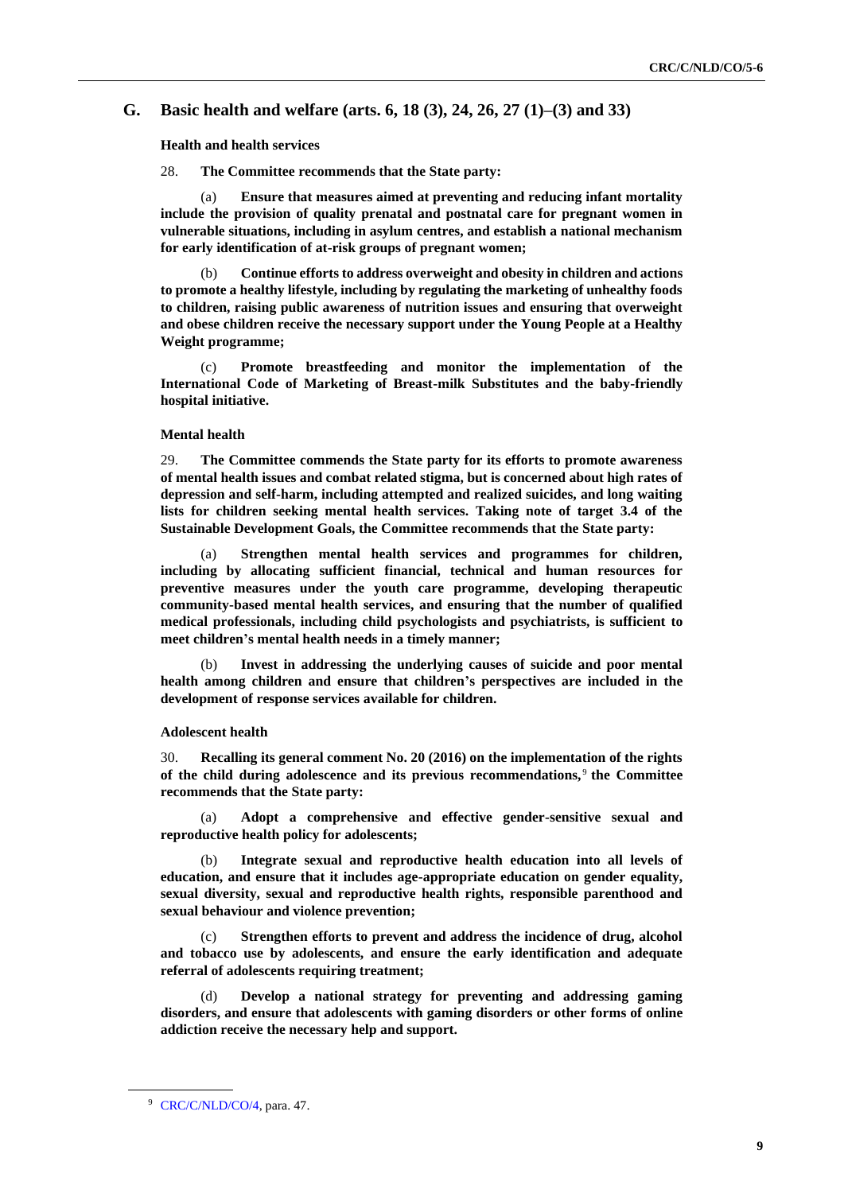## G. Basic health and welfare (arts. 6, 18 (3), 24, 26, 27 (1)–(3) and 33)

### Health and health services

28. **The Committee recommends that the State party:**

(a) **Ensure that measures aimed at preventing and reducing infant mortality include the provision of quality prenatal and postnatal care for pregnant women in vulnerable situations, including in asylum centres, and establish a national mechanism for early identification of at-risk groups of pregnant women;**

(b) **Continue efforts to address overweight and obesity in children and actions to promote a healthy lifestyle, including by regulating the marketing of unhealthy foods to children, raising public awareness of nutrition issues and ensuring that overweight and obese children receive the necessary support under the Young People at a Healthy Weight programme;**

(c) **Promote breastfeeding and monitor the implementation of the International Code of Marketing of Breast-milk Substitutes and the baby-friendly hospital initiative.**

### Mental health

29. **The Committee commends the State party for its efforts to promote awareness of mental health issues and combat related stigma, but is concerned about high rates of depression and self-harm, including attempted and realized suicides, and long waiting lists for children seeking mental health services. Taking note of target 3.4 of the Sustainable Development Goals, the Committee recommends that the State party:**

(a) **Strengthen mental health services and programmes for children, including by allocating sufficient financial, technical and human resources for preventive measures under the youth care programme, developing therapeutic community-based mental health services, and ensuring that the number of qualified medical professionals, including child psychologists and psychiatrists, is sufficient to meet children's mental health needs in a timely manner;**

(b) **Invest in addressing the underlying causes of suicide and poor mental health among children and ensure that children's perspectives are included in the development of response services available for children.**

### Adolescent health

30. **Recalling its general comment No. 20 (2016) on the implementation of the rights of the child during adolescence and its previous recommendations,**[9] **the Committee recommends that the State party:**

(a) **Adopt a comprehensive and effective gender-sensitive sexual and reproductive health policy for adolescents;**

(b) **Integrate sexual and reproductive health education into all levels of education, and ensure that it includes age-appropriate education on gender equality, sexual diversity, sexual and reproductive health rights, responsible parenthood and sexual behaviour and violence prevention;**

(c) **Strengthen efforts to prevent and address the incidence of drug, alcohol and tobacco use by adolescents, and ensure the early identification and adequate referral of adolescents requiring treatment;**

(d) **Develop a national strategy for preventing and addressing gaming disorders, and ensure that adolescents with gaming disorders or other forms of online addiction receive the necessary help and support.**

---

[9] CRC/C/NLD/CO/4, para. 47.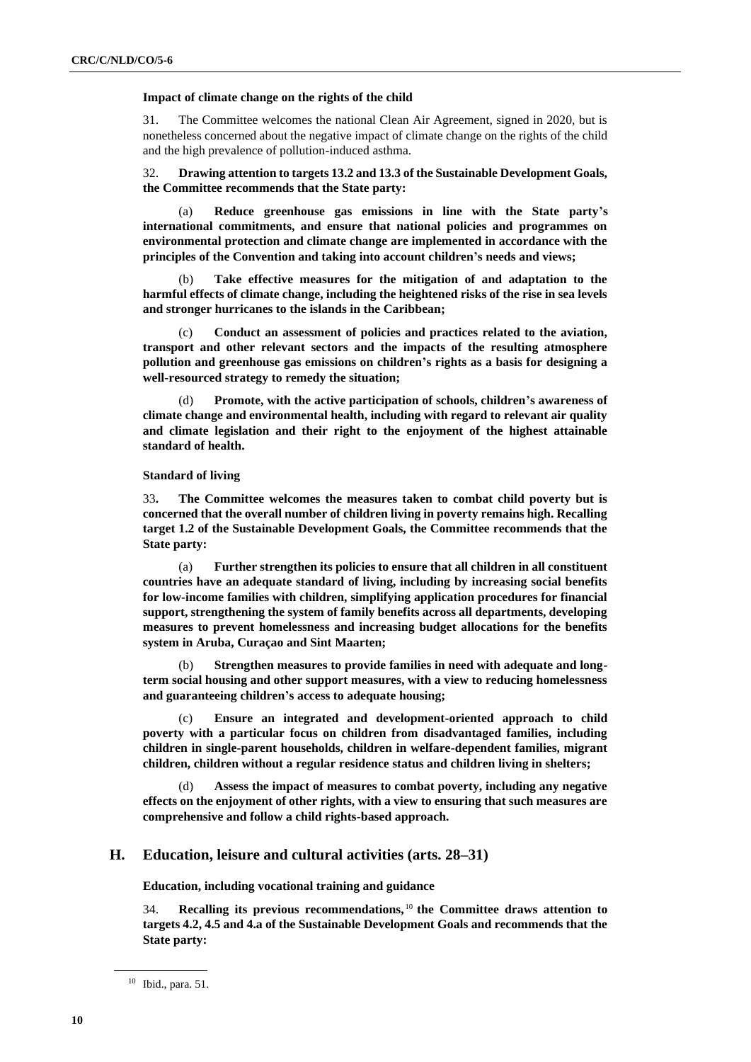**Impact of climate change on the rights of the child**

31. The Committee welcomes the national Clean Air Agreement, signed in 2020, but is nonetheless concerned about the negative impact of climate change on the rights of the child and the high prevalence of pollution-induced asthma.

32. **Drawing attention to targets 13.2 and 13.3 of the Sustainable Development Goals, the Committee recommends that the State party:**

(a) **Reduce greenhouse gas emissions in line with the State party's international commitments, and ensure that national policies and programmes on environmental protection and climate change are implemented in accordance with the principles of the Convention and taking into account children's needs and views;**

(b) **Take effective measures for the mitigation of and adaptation to the harmful effects of climate change, including the heightened risks of the rise in sea levels and stronger hurricanes to the islands in the Caribbean;**

(c) **Conduct an assessment of policies and practices related to the aviation, transport and other relevant sectors and the impacts of the resulting atmosphere pollution and greenhouse gas emissions on children's rights as a basis for designing a well-resourced strategy to remedy the situation;**

(d) **Promote, with the active participation of schools, children's awareness of climate change and environmental health, including with regard to relevant air quality and climate legislation and their right to the enjoyment of the highest attainable standard of health.**

**Standard of living**

33**. The Committee welcomes the measures taken to combat child poverty but is concerned that the overall number of children living in poverty remains high. Recalling target 1.2 of the Sustainable Development Goals, the Committee recommends that the State party:**

(a) **Further strengthen its policies to ensure that all children in all constituent countries have an adequate standard of living, including by increasing social benefits for low-income families with children, simplifying application procedures for financial support, strengthening the system of family benefits across all departments, developing measures to prevent homelessness and increasing budget allocations for the benefits system in Aruba, Curaçao and Sint Maarten;**

(b) **Strengthen measures to provide families in need with adequate and long-term social housing and other support measures, with a view to reducing homelessness and guaranteeing children's access to adequate housing;**

(c) **Ensure an integrated and development-oriented approach to child poverty with a particular focus on children from disadvantaged families, including children in single-parent households, children in welfare-dependent families, migrant children, children without a regular residence status and children living in shelters;**

(d) **Assess the impact of measures to combat poverty, including any negative effects on the enjoyment of other rights, with a view to ensuring that such measures are comprehensive and follow a child rights-based approach.**

## H. Education, leisure and cultural activities (arts. 28–31)

**Education, including vocational training and guidance**

34. **Recalling its previous recommendations,**[10] **the Committee draws attention to targets 4.2, 4.5 and 4.a of the Sustainable Development Goals and recommends that the State party:**

---

[10] Ibid., para. 51.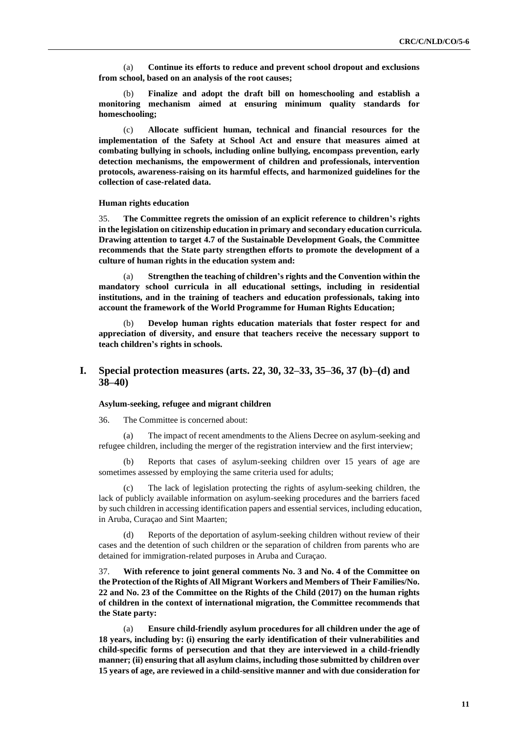(a) **Continue its efforts to reduce and prevent school dropout and exclusions from school, based on an analysis of the root causes;**

(b) **Finalize and adopt the draft bill on homeschooling and establish a monitoring mechanism aimed at ensuring minimum quality standards for homeschooling;**

(c) **Allocate sufficient human, technical and financial resources for the implementation of the Safety at School Act and ensure that measures aimed at combating bullying in schools, including online bullying, encompass prevention, early detection mechanisms, the empowerment of children and professionals, intervention protocols, awareness-raising on its harmful effects, and harmonized guidelines for the collection of case-related data.**

#### Human rights education

35. **The Committee regrets the omission of an explicit reference to children's rights in the legislation on citizenship education in primary and secondary education curricula. Drawing attention to target 4.7 of the Sustainable Development Goals, the Committee recommends that the State party strengthen efforts to promote the development of a culture of human rights in the education system and:**

(a) **Strengthen the teaching of children's rights and the Convention within the mandatory school curricula in all educational settings, including in residential institutions, and in the training of teachers and education professionals, taking into account the framework of the World Programme for Human Rights Education;**

(b) **Develop human rights education materials that foster respect for and appreciation of diversity, and ensure that teachers receive the necessary support to teach children's rights in schools.**

## I. Special protection measures (arts. 22, 30, 32–33, 35–36, 37 (b)–(d) and 38–40)

#### Asylum-seeking, refugee and migrant children

36. The Committee is concerned about:

(a) The impact of recent amendments to the Aliens Decree on asylum-seeking and refugee children, including the merger of the registration interview and the first interview;

(b) Reports that cases of asylum-seeking children over 15 years of age are sometimes assessed by employing the same criteria used for adults;

(c) The lack of legislation protecting the rights of asylum-seeking children, the lack of publicly available information on asylum-seeking procedures and the barriers faced by such children in accessing identification papers and essential services, including education, in Aruba, Curaçao and Sint Maarten;

(d) Reports of the deportation of asylum-seeking children without review of their cases and the detention of such children or the separation of children from parents who are detained for immigration-related purposes in Aruba and Curaçao.

37. **With reference to joint general comments No. 3 and No. 4 of the Committee on the Protection of the Rights of All Migrant Workers and Members of Their Families/No. 22 and No. 23 of the Committee on the Rights of the Child (2017) on the human rights of children in the context of international migration, the Committee recommends that the State party:**

(a) **Ensure child-friendly asylum procedures for all children under the age of 18 years, including by: (i) ensuring the early identification of their vulnerabilities and child-specific forms of persecution and that they are interviewed in a child-friendly manner; (ii) ensuring that all asylum claims, including those submitted by children over 15 years of age, are reviewed in a child-sensitive manner and with due consideration for**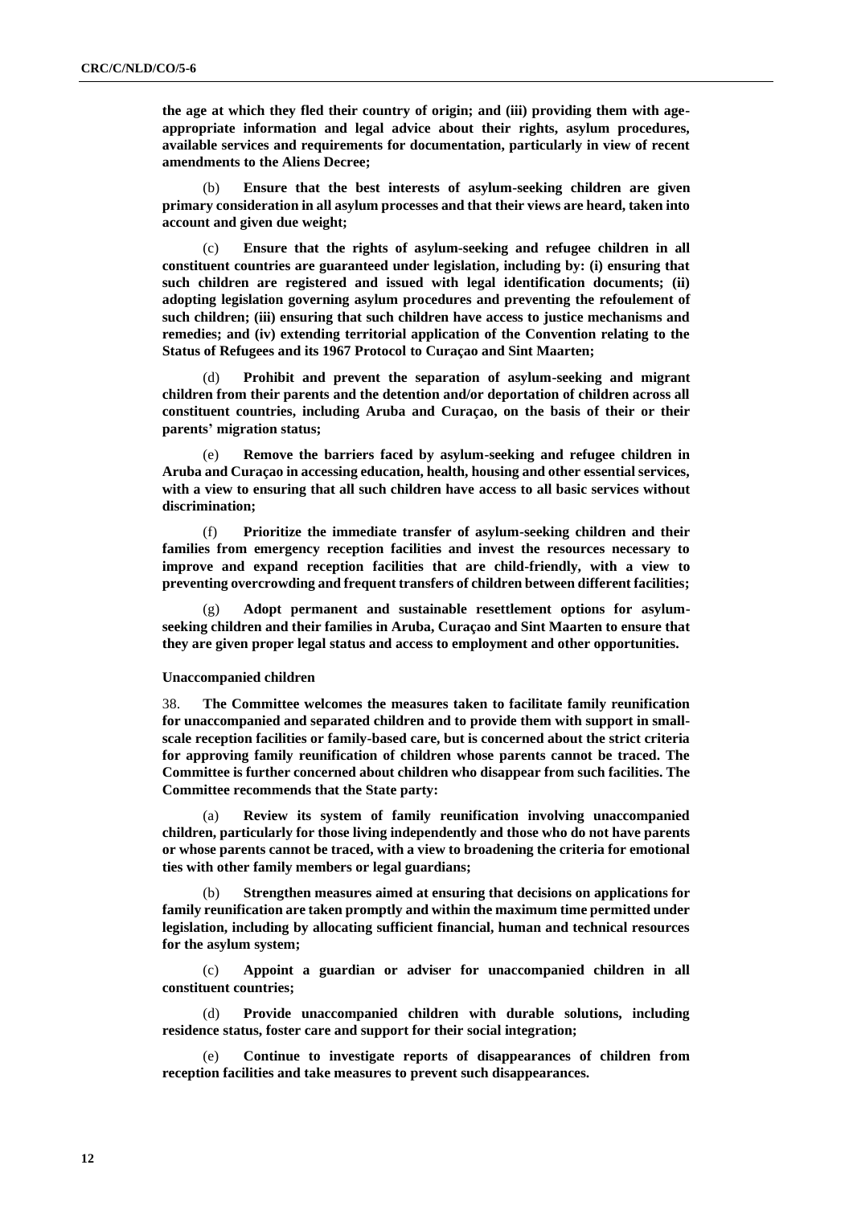**the age at which they fled their country of origin; and (iii) providing them with age-appropriate information and legal advice about their rights, asylum procedures, available services and requirements for documentation, particularly in view of recent amendments to the Aliens Decree;**

(b) **Ensure that the best interests of asylum-seeking children are given primary consideration in all asylum processes and that their views are heard, taken into account and given due weight;**

(c) **Ensure that the rights of asylum-seeking and refugee children in all constituent countries are guaranteed under legislation, including by: (i) ensuring that such children are registered and issued with legal identification documents; (ii) adopting legislation governing asylum procedures and preventing the refoulement of such children; (iii) ensuring that such children have access to justice mechanisms and remedies; and (iv) extending territorial application of the Convention relating to the Status of Refugees and its 1967 Protocol to Curaçao and Sint Maarten;**

(d) **Prohibit and prevent the separation of asylum-seeking and migrant children from their parents and the detention and/or deportation of children across all constituent countries, including Aruba and Curaçao, on the basis of their or their parents' migration status;**

(e) **Remove the barriers faced by asylum-seeking and refugee children in Aruba and Curaçao in accessing education, health, housing and other essential services, with a view to ensuring that all such children have access to all basic services without discrimination;**

(f) **Prioritize the immediate transfer of asylum-seeking children and their families from emergency reception facilities and invest the resources necessary to improve and expand reception facilities that are child-friendly, with a view to preventing overcrowding and frequent transfers of children between different facilities;**

(g) **Adopt permanent and sustainable resettlement options for asylum-seeking children and their families in Aruba, Curaçao and Sint Maarten to ensure that they are given proper legal status and access to employment and other opportunities.**

**Unaccompanied children**

38. **The Committee welcomes the measures taken to facilitate family reunification for unaccompanied and separated children and to provide them with support in small-scale reception facilities or family-based care, but is concerned about the strict criteria for approving family reunification of children whose parents cannot be traced. The Committee is further concerned about children who disappear from such facilities. The Committee recommends that the State party:**

(a) **Review its system of family reunification involving unaccompanied children, particularly for those living independently and those who do not have parents or whose parents cannot be traced, with a view to broadening the criteria for emotional ties with other family members or legal guardians;**

(b) **Strengthen measures aimed at ensuring that decisions on applications for family reunification are taken promptly and within the maximum time permitted under legislation, including by allocating sufficient financial, human and technical resources for the asylum system;**

(c) **Appoint a guardian or adviser for unaccompanied children in all constituent countries;**

(d) **Provide unaccompanied children with durable solutions, including residence status, foster care and support for their social integration;**

(e) **Continue to investigate reports of disappearances of children from reception facilities and take measures to prevent such disappearances.**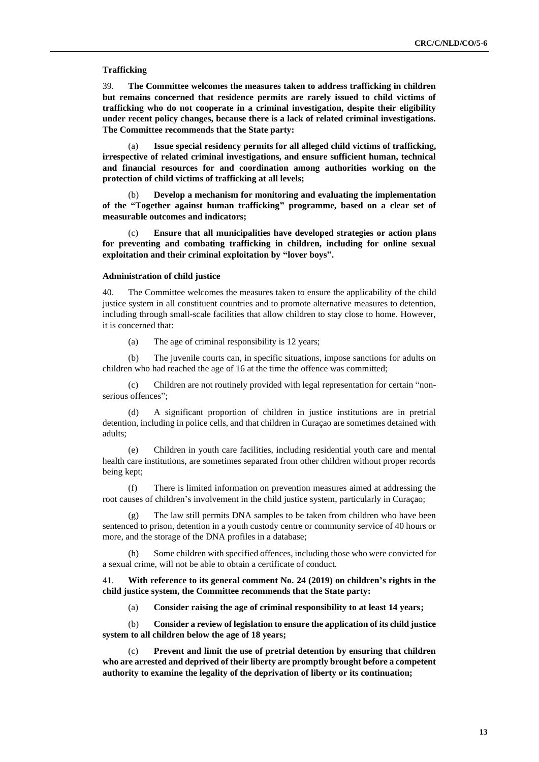**Trafficking**

39. **The Committee welcomes the measures taken to address trafficking in children but remains concerned that residence permits are rarely issued to child victims of trafficking who do not cooperate in a criminal investigation, despite their eligibility under recent policy changes, because there is a lack of related criminal investigations. The Committee recommends that the State party:**

(a) **Issue special residency permits for all alleged child victims of trafficking, irrespective of related criminal investigations, and ensure sufficient human, technical and financial resources for and coordination among authorities working on the protection of child victims of trafficking at all levels;**

(b) **Develop a mechanism for monitoring and evaluating the implementation of the "Together against human trafficking" programme, based on a clear set of measurable outcomes and indicators;**

(c) **Ensure that all municipalities have developed strategies or action plans for preventing and combating trafficking in children, including for online sexual exploitation and their criminal exploitation by "lover boys".**

**Administration of child justice**

40. The Committee welcomes the measures taken to ensure the applicability of the child justice system in all constituent countries and to promote alternative measures to detention, including through small-scale facilities that allow children to stay close to home. However, it is concerned that:

(a) The age of criminal responsibility is 12 years;

(b) The juvenile courts can, in specific situations, impose sanctions for adults on children who had reached the age of 16 at the time the offence was committed;

(c) Children are not routinely provided with legal representation for certain "non-serious offences";

(d) A significant proportion of children in justice institutions are in pretrial detention, including in police cells, and that children in Curaçao are sometimes detained with adults;

(e) Children in youth care facilities, including residential youth care and mental health care institutions, are sometimes separated from other children without proper records being kept;

(f) There is limited information on prevention measures aimed at addressing the root causes of children's involvement in the child justice system, particularly in Curaçao;

(g) The law still permits DNA samples to be taken from children who have been sentenced to prison, detention in a youth custody centre or community service of 40 hours or more, and the storage of the DNA profiles in a database;

(h) Some children with specified offences, including those who were convicted for a sexual crime, will not be able to obtain a certificate of conduct.

41. **With reference to its general comment No. 24 (2019) on children's rights in the child justice system, the Committee recommends that the State party:**

(a) **Consider raising the age of criminal responsibility to at least 14 years;**

(b) **Consider a review of legislation to ensure the application of its child justice system to all children below the age of 18 years;**

(c) **Prevent and limit the use of pretrial detention by ensuring that children who are arrested and deprived of their liberty are promptly brought before a competent authority to examine the legality of the deprivation of liberty or its continuation;**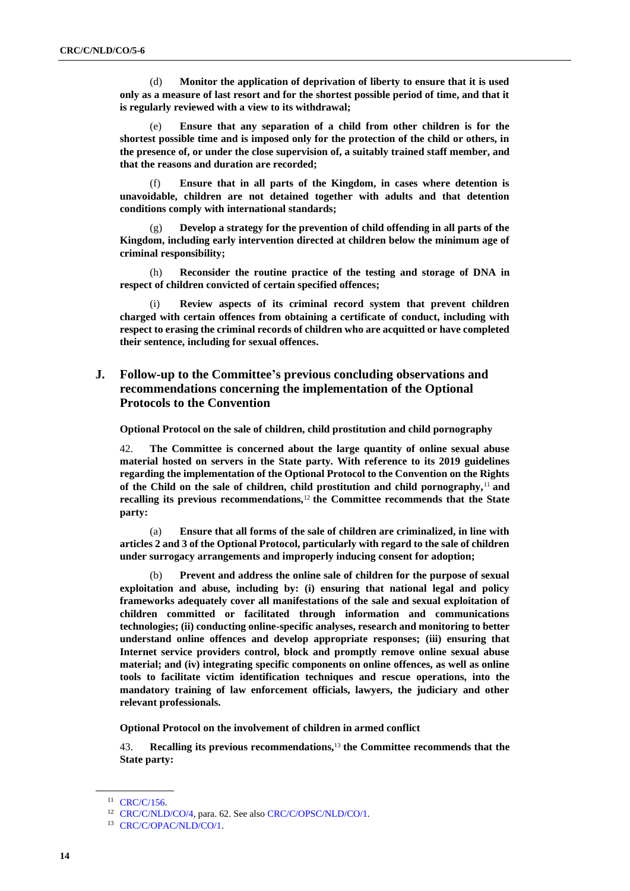(d) **Monitor the application of deprivation of liberty to ensure that it is used only as a measure of last resort and for the shortest possible period of time, and that it is regularly reviewed with a view to its withdrawal;**

(e) **Ensure that any separation of a child from other children is for the shortest possible time and is imposed only for the protection of the child or others, in the presence of, or under the close supervision of, a suitably trained staff member, and that the reasons and duration are recorded;**

(f) **Ensure that in all parts of the Kingdom, in cases where detention is unavoidable, children are not detained together with adults and that detention conditions comply with international standards;**

(g) **Develop a strategy for the prevention of child offending in all parts of the Kingdom, including early intervention directed at children below the minimum age of criminal responsibility;**

(h) **Reconsider the routine practice of the testing and storage of DNA in respect of children convicted of certain specified offences;**

(i) **Review aspects of its criminal record system that prevent children charged with certain offences from obtaining a certificate of conduct, including with respect to erasing the criminal records of children who are acquitted or have completed their sentence, including for sexual offences.**

## J. Follow-up to the Committee's previous concluding observations and recommendations concerning the implementation of the Optional Protocols to the Convention

**Optional Protocol on the sale of children, child prostitution and child pornography**

42. **The Committee is concerned about the large quantity of online sexual abuse material hosted on servers in the State party. With reference to its 2019 guidelines regarding the implementation of the Optional Protocol to the Convention on the Rights of the Child on the sale of children, child prostitution and child pornography,**[11] **and recalling its previous recommendations,**[12] **the Committee recommends that the State party:**

(a) **Ensure that all forms of the sale of children are criminalized, in line with articles 2 and 3 of the Optional Protocol, particularly with regard to the sale of children under surrogacy arrangements and improperly inducing consent for adoption;**

(b) **Prevent and address the online sale of children for the purpose of sexual exploitation and abuse, including by: (i) ensuring that national legal and policy frameworks adequately cover all manifestations of the sale and sexual exploitation of children committed or facilitated through information and communications technologies; (ii) conducting online-specific analyses, research and monitoring to better understand online offences and develop appropriate responses; (iii) ensuring that Internet service providers control, block and promptly remove online sexual abuse material; and (iv) integrating specific components on online offences, as well as online tools to facilitate victim identification techniques and rescue operations, into the mandatory training of law enforcement officials, lawyers, the judiciary and other relevant professionals.**

**Optional Protocol on the involvement of children in armed conflict**

43. **Recalling its previous recommendations,**[13] **the Committee recommends that the State party:**

---

[11] CRC/C/156.

[12] CRC/C/NLD/CO/4, para. 62. See also CRC/C/OPSC/NLD/CO/1.

[13] CRC/C/OPAC/NLD/CO/1.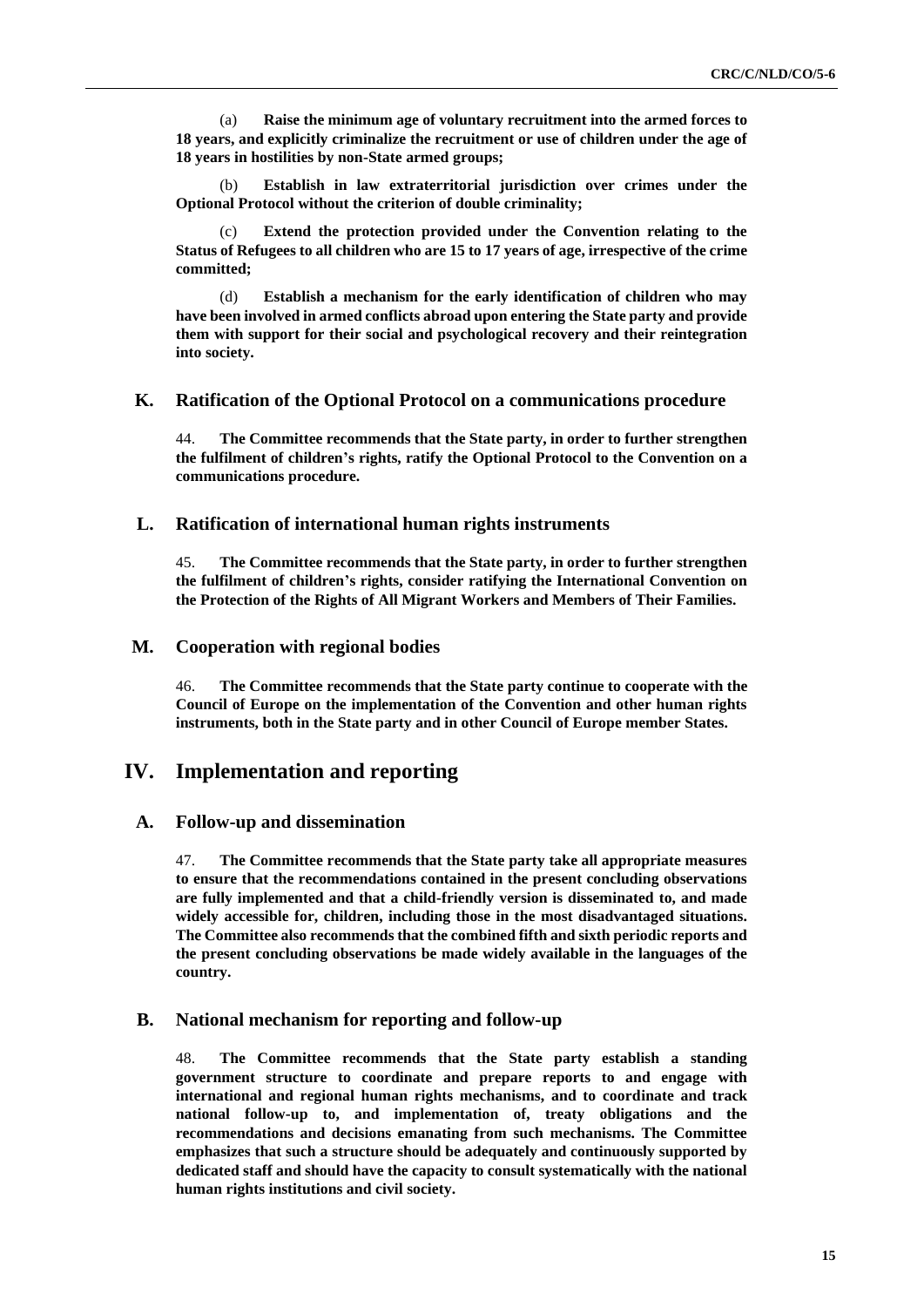(a) **Raise the minimum age of voluntary recruitment into the armed forces to 18 years, and explicitly criminalize the recruitment or use of children under the age of 18 years in hostilities by non-State armed groups;**

(b) **Establish in law extraterritorial jurisdiction over crimes under the Optional Protocol without the criterion of double criminality;**

(c) **Extend the protection provided under the Convention relating to the Status of Refugees to all children who are 15 to 17 years of age, irrespective of the crime committed;**

(d) **Establish a mechanism for the early identification of children who may have been involved in armed conflicts abroad upon entering the State party and provide them with support for their social and psychological recovery and their reintegration into society.**

### K. Ratification of the Optional Protocol on a communications procedure

44. **The Committee recommends that the State party, in order to further strengthen the fulfilment of children's rights, ratify the Optional Protocol to the Convention on a communications procedure.**

### L. Ratification of international human rights instruments

45. **The Committee recommends that the State party, in order to further strengthen the fulfilment of children's rights, consider ratifying the International Convention on the Protection of the Rights of All Migrant Workers and Members of Their Families.**

### M. Cooperation with regional bodies

46. **The Committee recommends that the State party continue to cooperate with the Council of Europe on the implementation of the Convention and other human rights instruments, both in the State party and in other Council of Europe member States.**

## IV. Implementation and reporting

### A. Follow-up and dissemination

47. **The Committee recommends that the State party take all appropriate measures to ensure that the recommendations contained in the present concluding observations are fully implemented and that a child-friendly version is disseminated to, and made widely accessible for, children, including those in the most disadvantaged situations. The Committee also recommends that the combined fifth and sixth periodic reports and the present concluding observations be made widely available in the languages of the country.**

### B. National mechanism for reporting and follow-up

48. **The Committee recommends that the State party establish a standing government structure to coordinate and prepare reports to and engage with international and regional human rights mechanisms, and to coordinate and track national follow-up to, and implementation of, treaty obligations and the recommendations and decisions emanating from such mechanisms. The Committee emphasizes that such a structure should be adequately and continuously supported by dedicated staff and should have the capacity to consult systematically with the national human rights institutions and civil society.**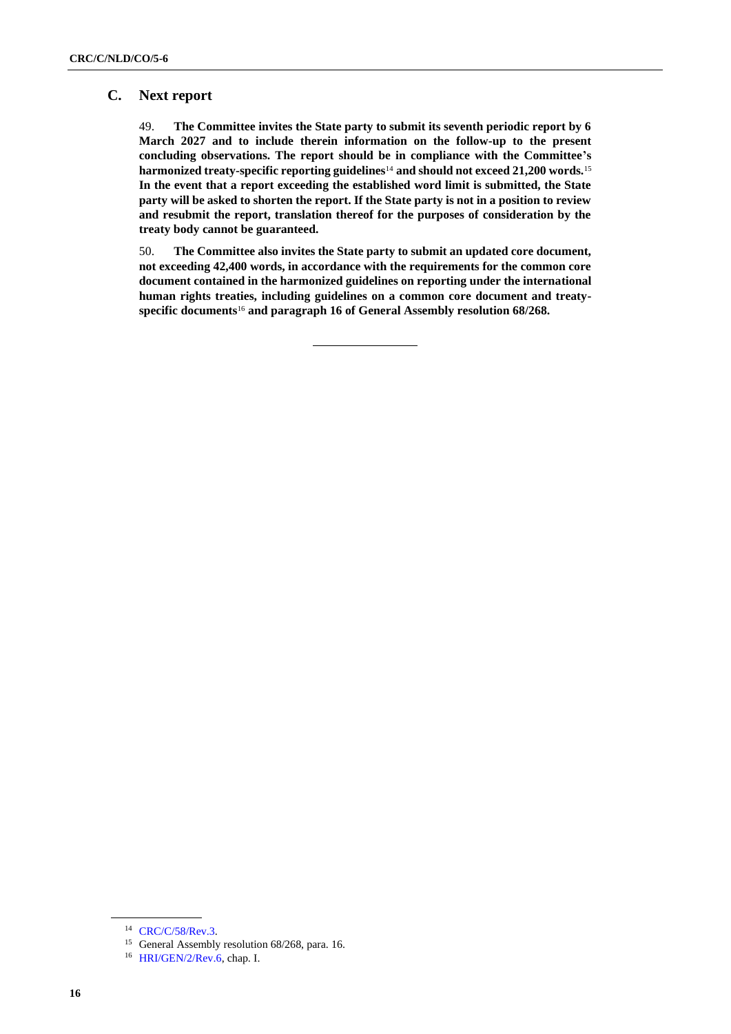## C. Next report

49. **The Committee invites the State party to submit its seventh periodic report by 6 March 2027 and to include therein information on the follow-up to the present concluding observations. The report should be in compliance with the Committee's harmonized treaty-specific reporting guidelines**[14] **and should not exceed 21,200 words.**[15] **In the event that a report exceeding the established word limit is submitted, the State party will be asked to shorten the report. If the State party is not in a position to review and resubmit the report, translation thereof for the purposes of consideration by the treaty body cannot be guaranteed.**

50. **The Committee also invites the State party to submit an updated core document, not exceeding 42,400 words, in accordance with the requirements for the common core document contained in the harmonized guidelines on reporting under the international human rights treaties, including guidelines on a common core document and treaty-specific documents**[16] **and paragraph 16 of General Assembly resolution 68/268.**

---

[14] CRC/C/58/Rev.3.

[15] General Assembly resolution 68/268, para. 16.

[16] HRI/GEN/2/Rev.6, chap. I.